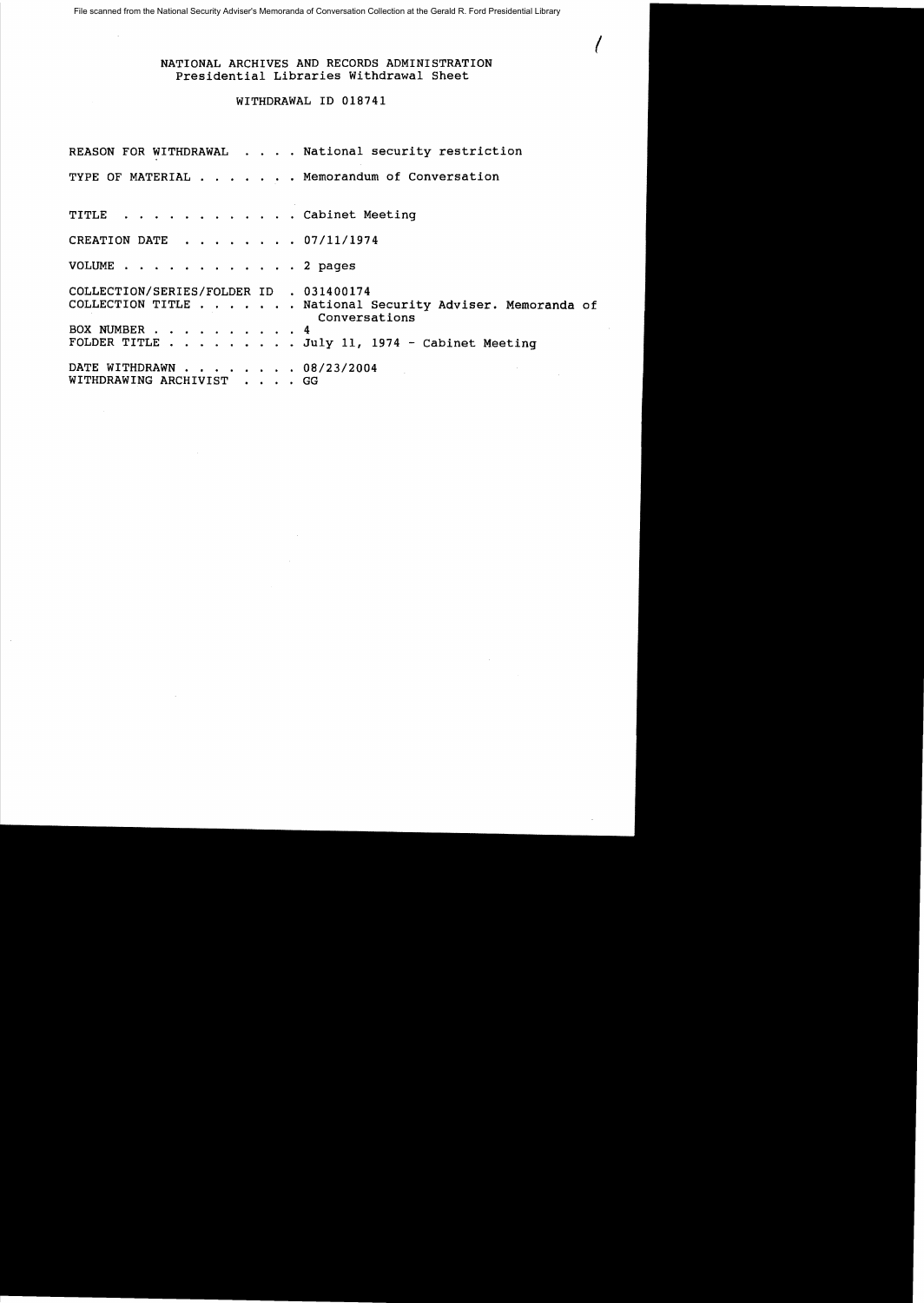File scanned from the National Security Adviser's Memoranda of Conversation Collection at the Gerald R. Ford Presidential Library

NATIONAL ARCHIVES AND RECORDS ADMINISTRATION
Presidential Libraries Withdrawal Sheet

WITHDRAWAL ID 018741

REASON FOR WITHDRAWAL . . . . National security restriction

TYPE OF MATERIAL . . . . . . . Memorandum of Conversation

TITLE . . . . . . . . . . . . Cabinet Meeting

CREATION DATE . . . . . . . . 07/11/1974

VOLUME . . . . . . . . . . . . 2 pages

COLLECTION/SERIES/FOLDER ID . 031400174
COLLECTION TITLE . . . . . . . National Security Adviser. Memoranda of Conversations
BOX NUMBER . . . . . . . . . . 4
FOLDER TITLE . . . . . . . . . July 11, 1974 - Cabinet Meeting

DATE WITHDRAWN . . . . . . . . 08/23/2004
WITHDRAWING ARCHIVIST . . . . GG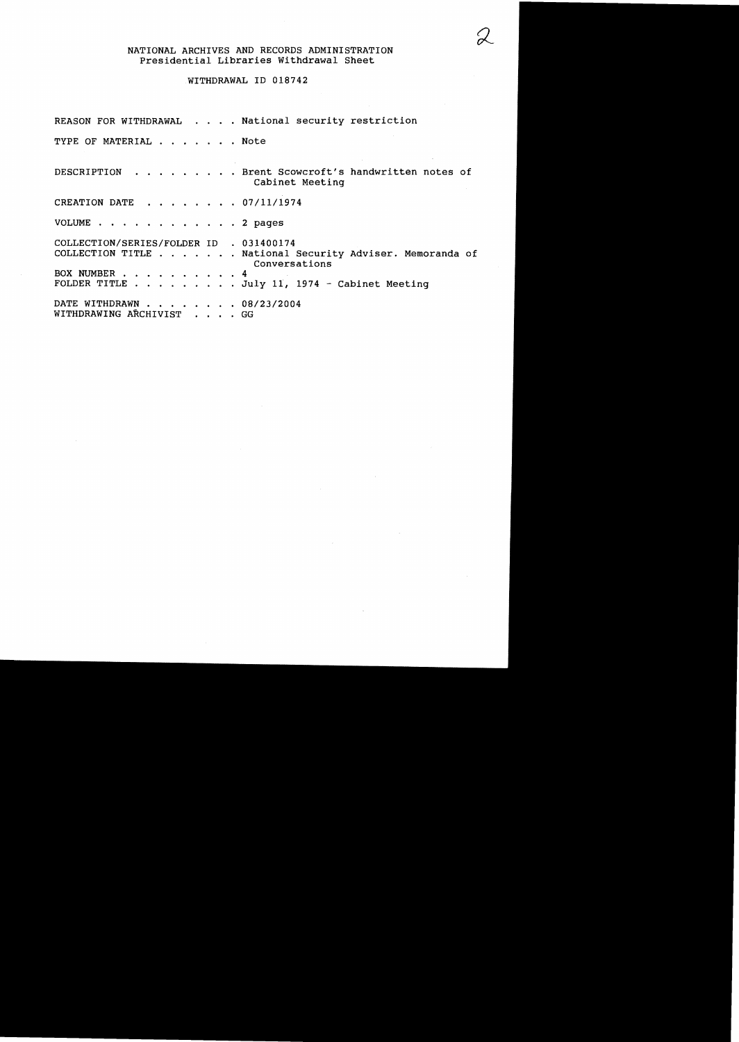NATIONAL ARCHIVES AND RECORDS ADMINISTRATION
Presidential Libraries Withdrawal Sheet

WITHDRAWAL ID 018742

REASON FOR WITHDRAWAL . . . . National security restriction

TYPE OF MATERIAL . . . . . . . Note

DESCRIPTION . . . . . . . . . Brent Scowcroft's handwritten notes of Cabinet Meeting

CREATION DATE . . . . . . . . 07/11/1974

VOLUME . . . . . . . . . . . . 2 pages

COLLECTION/SERIES/FOLDER ID . 031400174
COLLECTION TITLE . . . . . . . National Security Adviser. Memoranda of Conversations
BOX NUMBER . . . . . . . . . . 4
FOLDER TITLE . . . . . . . . . July 11, 1974 - Cabinet Meeting

DATE WITHDRAWN . . . . . . . . 08/23/2004
WITHDRAWING ARCHIVIST . . . . GG